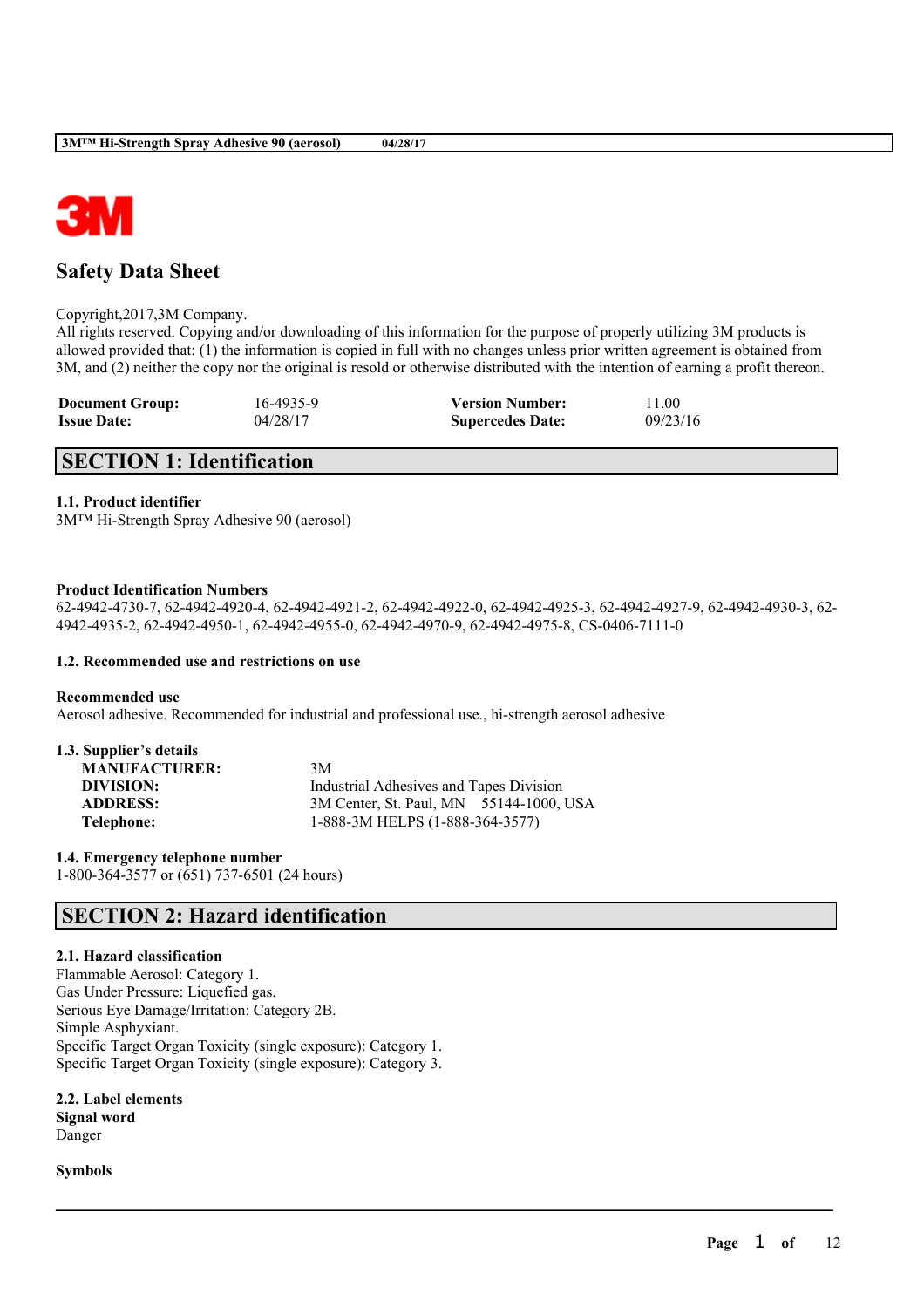# Safety Data Sheet

Copyright,2017,3M Company.
All rights reserved. Copying and/or downloading of this information for the purpose of properly utilizing 3M products is allowed provided that: (1) the information is copied in full with no changes unless prior written agreement is obtained from 3M, and (2) neither the copy nor the original is resold or otherwise distributed with the intention of earning a profit thereon.

| **Document Group:** | 16-4935-9 | **Version Number:** | 11.00 |
|---|---|---|---|
| **Issue Date:** | 04/28/17 | **Supercedes Date:** | 09/23/16 |

## SECTION 1: Identification

### 1.1. Product identifier

3M™ Hi-Strength Spray Adhesive 90 (aerosol)

**Product Identification Numbers**

62-4942-4730-7, 62-4942-4920-4, 62-4942-4921-2, 62-4942-4922-0, 62-4942-4925-3, 62-4942-4927-9, 62-4942-4930-3, 62-4942-4935-2, 62-4942-4950-1, 62-4942-4955-0, 62-4942-4970-9, 62-4942-4975-8, CS-0406-7111-0

### 1.2. Recommended use and restrictions on use

**Recommended use**

Aerosol adhesive. Recommended for industrial and professional use., hi-strength aerosol adhesive

### 1.3. Supplier's details

| | |
|---|---|
| **MANUFACTURER:** | 3M |
| **DIVISION:** | Industrial Adhesives and Tapes Division |
| **ADDRESS:** | 3M Center, St. Paul, MN 55144-1000, USA |
| **Telephone:** | 1-888-3M HELPS (1-888-364-3577) |

### 1.4. Emergency telephone number

1-800-364-3577 or (651) 737-6501 (24 hours)

## SECTION 2: Hazard identification

### 2.1. Hazard classification

Flammable Aerosol: Category 1.
Gas Under Pressure: Liquefied gas.
Serious Eye Damage/Irritation: Category 2B.
Simple Asphyxiant.
Specific Target Organ Toxicity (single exposure): Category 1.
Specific Target Organ Toxicity (single exposure): Category 3.

### 2.2. Label elements

**Signal word**

Danger

**Symbols**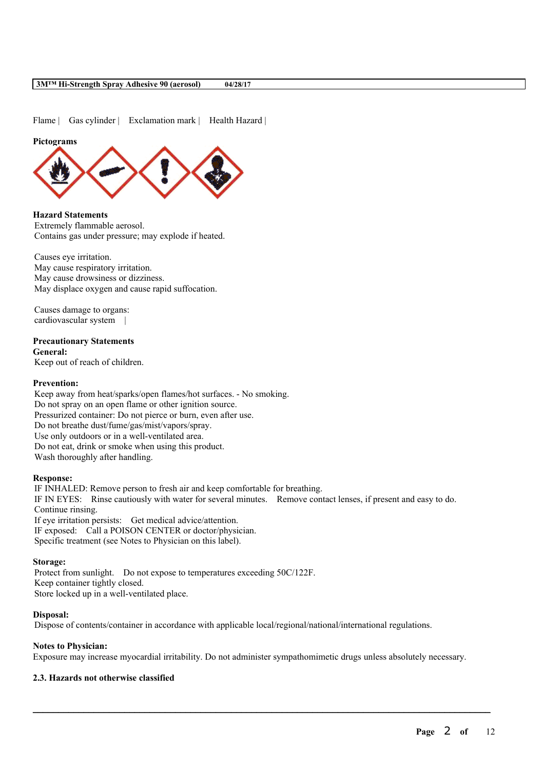Flame | Gas cylinder | Exclamation mark | Health Hazard |

**Pictograms**

**Hazard Statements**

Extremely flammable aerosol.
Contains gas under pressure; may explode if heated.

Causes eye irritation.
May cause respiratory irritation.
May cause drowsiness or dizziness.
May displace oxygen and cause rapid suffocation.

Causes damage to organs:
cardiovascular system |

**Precautionary Statements**

**General:**

Keep out of reach of children.

**Prevention:**

Keep away from heat/sparks/open flames/hot surfaces. - No smoking.
Do not spray on an open flame or other ignition source.
Pressurized container: Do not pierce or burn, even after use.
Do not breathe dust/fume/gas/mist/vapors/spray.
Use only outdoors or in a well-ventilated area.
Do not eat, drink or smoke when using this product.
Wash thoroughly after handling.

**Response:**

IF INHALED: Remove person to fresh air and keep comfortable for breathing.
IF IN EYES: Rinse cautiously with water for several minutes. Remove contact lenses, if present and easy to do. Continue rinsing.
If eye irritation persists: Get medical advice/attention.
IF exposed: Call a POISON CENTER or doctor/physician.
Specific treatment (see Notes to Physician on this label).

**Storage:**

Protect from sunlight. Do not expose to temperatures exceeding 50C/122F.
Keep container tightly closed.
Store locked up in a well-ventilated place.

**Disposal:**

Dispose of contents/container in accordance with applicable local/regional/national/international regulations.

**Notes to Physician:**

Exposure may increase myocardial irritability. Do not administer sympathomimetic drugs unless absolutely necessary.

**2.3. Hazards not otherwise classified**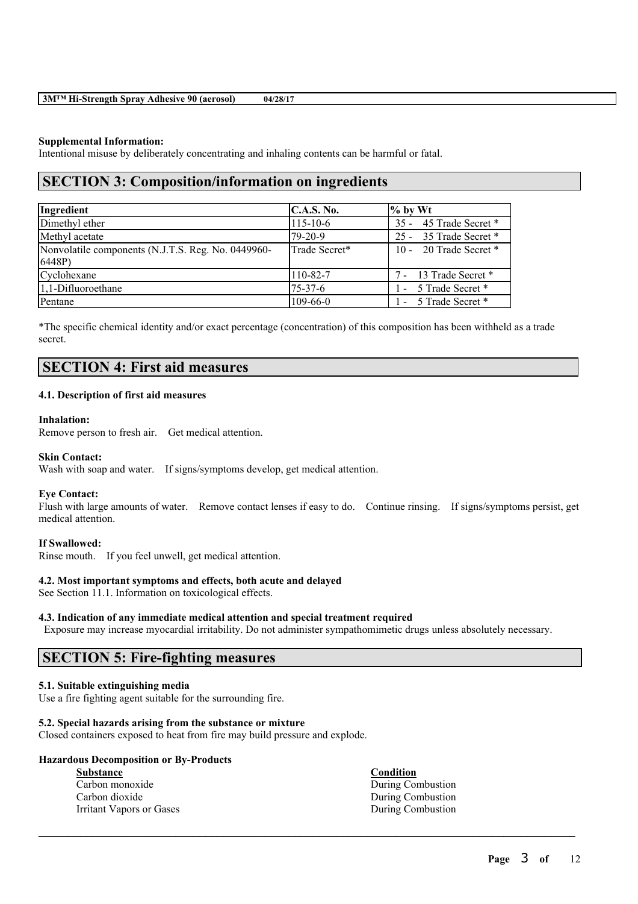**Supplemental Information:**
Intentional misuse by deliberately concentrating and inhaling contents can be harmful or fatal.

## SECTION 3: Composition/information on ingredients

| Ingredient | C.A.S. No. | % by Wt |
| --- | --- | --- |
| Dimethyl ether | 115-10-6 | 35 - 45 Trade Secret * |
| Methyl acetate | 79-20-9 | 25 - 35 Trade Secret * |
| Nonvolatile components (N.J.T.S. Reg. No. 0449960-6448P) | Trade Secret* | 10 - 20 Trade Secret * |
| Cyclohexane | 110-82-7 | 7 - 13 Trade Secret * |
| 1,1-Difluoroethane | 75-37-6 | 1 - 5 Trade Secret * |
| Pentane | 109-66-0 | 1 - 5 Trade Secret * |

*The specific chemical identity and/or exact percentage (concentration) of this composition has been withheld as a trade secret.

## SECTION 4: First aid measures

### 4.1. Description of first aid measures

**Inhalation:**
Remove person to fresh air. Get medical attention.

**Skin Contact:**
Wash with soap and water. If signs/symptoms develop, get medical attention.

**Eye Contact:**
Flush with large amounts of water. Remove contact lenses if easy to do. Continue rinsing. If signs/symptoms persist, get medical attention.

**If Swallowed:**
Rinse mouth. If you feel unwell, get medical attention.

### 4.2. Most important symptoms and effects, both acute and delayed

See Section 11.1. Information on toxicological effects.

### 4.3. Indication of any immediate medical attention and special treatment required

Exposure may increase myocardial irritability. Do not administer sympathomimetic drugs unless absolutely necessary.

## SECTION 5: Fire-fighting measures

### 5.1. Suitable extinguishing media

Use a fire fighting agent suitable for the surrounding fire.

### 5.2. Special hazards arising from the substance or mixture

Closed containers exposed to heat from fire may build pressure and explode.

**Hazardous Decomposition or By-Products**

| Substance | Condition |
| --- | --- |
| Carbon monoxide | During Combustion |
| Carbon dioxide | During Combustion |
| Irritant Vapors or Gases | During Combustion |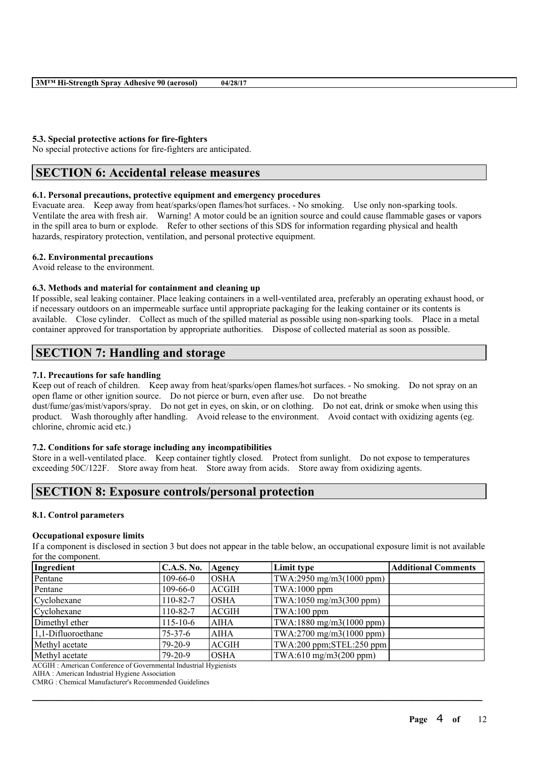#### 5.3. Special protective actions for fire-fighters

No special protective actions for fire-fighters are anticipated.

## SECTION 6: Accidental release measures

#### 6.1. Personal precautions, protective equipment and emergency procedures

Evacuate area. Keep away from heat/sparks/open flames/hot surfaces. - No smoking. Use only non-sparking tools. Ventilate the area with fresh air. Warning! A motor could be an ignition source and could cause flammable gases or vapors in the spill area to burn or explode. Refer to other sections of this SDS for information regarding physical and health hazards, respiratory protection, ventilation, and personal protective equipment.

#### 6.2. Environmental precautions

Avoid release to the environment.

#### 6.3. Methods and material for containment and cleaning up

If possible, seal leaking container. Place leaking containers in a well-ventilated area, preferably an operating exhaust hood, or if necessary outdoors on an impermeable surface until appropriate packaging for the leaking container or its contents is available. Close cylinder. Collect as much of the spilled material as possible using non-sparking tools. Place in a metal container approved for transportation by appropriate authorities. Dispose of collected material as soon as possible.

## SECTION 7: Handling and storage

#### 7.1. Precautions for safe handling

Keep out of reach of children. Keep away from heat/sparks/open flames/hot surfaces. - No smoking. Do not spray on an open flame or other ignition source. Do not pierce or burn, even after use. Do not breathe dust/fume/gas/mist/vapors/spray. Do not get in eyes, on skin, or on clothing. Do not eat, drink or smoke when using this product. Wash thoroughly after handling. Avoid release to the environment. Avoid contact with oxidizing agents (eg. chlorine, chromic acid etc.)

#### 7.2. Conditions for safe storage including any incompatibilities

Store in a well-ventilated place. Keep container tightly closed. Protect from sunlight. Do not expose to temperatures exceeding 50C/122F. Store away from heat. Store away from acids. Store away from oxidizing agents.

## SECTION 8: Exposure controls/personal protection

#### 8.1. Control parameters

**Occupational exposure limits**

If a component is disclosed in section 3 but does not appear in the table below, an occupational exposure limit is not available for the component.

| Ingredient | C.A.S. No. | Agency | Limit type | Additional Comments |
|---|---|---|---|---|
| Pentane | 109-66-0 | OSHA | TWA:2950 mg/m3(1000 ppm) | |
| Pentane | 109-66-0 | ACGIH | TWA:1000 ppm | |
| Cyclohexane | 110-82-7 | OSHA | TWA:1050 mg/m3(300 ppm) | |
| Cyclohexane | 110-82-7 | ACGIH | TWA:100 ppm | |
| Dimethyl ether | 115-10-6 | AIHA | TWA:1880 mg/m3(1000 ppm) | |
| 1,1-Difluoroethane | 75-37-6 | AIHA | TWA:2700 mg/m3(1000 ppm) | |
| Methyl acetate | 79-20-9 | ACGIH | TWA:200 ppm;STEL:250 ppm | |
| Methyl acetate | 79-20-9 | OSHA | TWA:610 mg/m3(200 ppm) | |

ACGIH : American Conference of Governmental Industrial Hygienists

AIHA : American Industrial Hygiene Association

CMRG : Chemical Manufacturer's Recommended Guidelines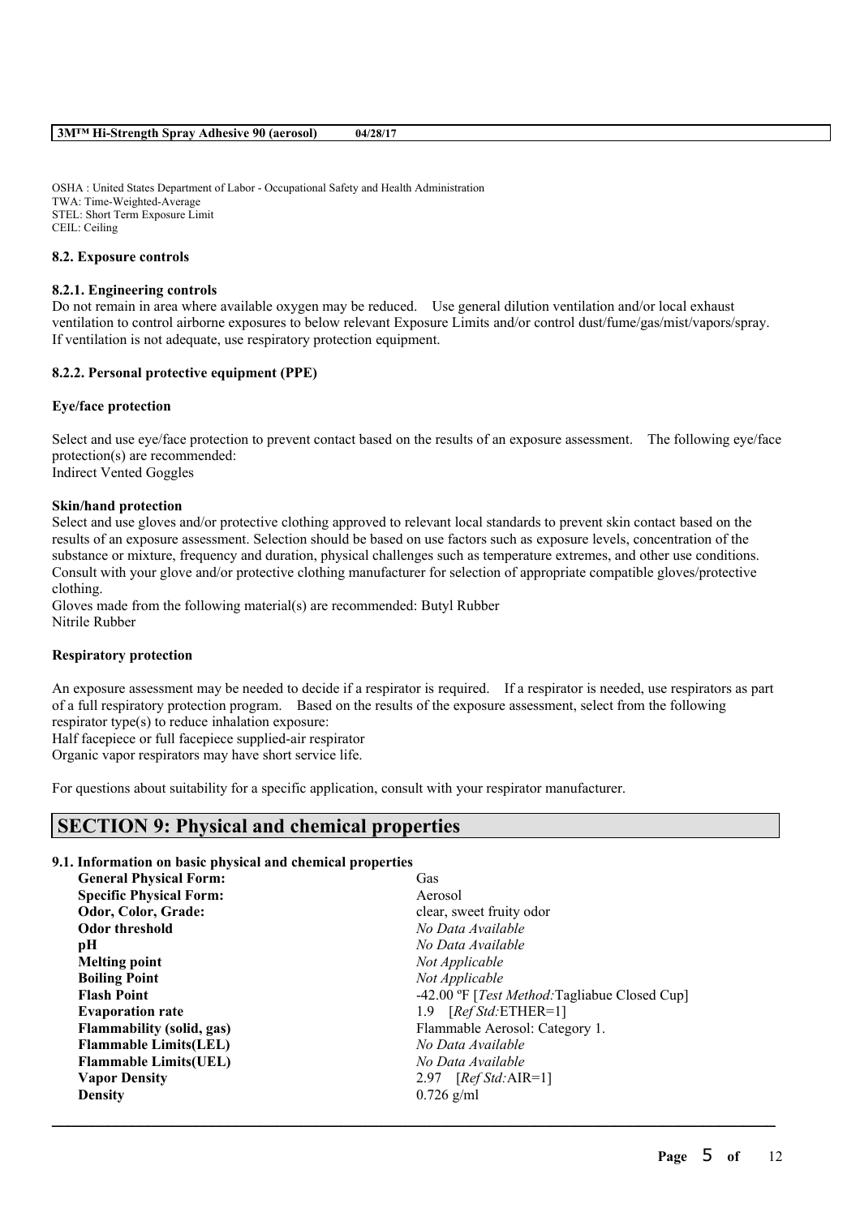OSHA : United States Department of Labor - Occupational Safety and Health Administration
TWA: Time-Weighted-Average
STEL: Short Term Exposure Limit
CEIL: Ceiling

### 8.2. Exposure controls

#### 8.2.1. Engineering controls

Do not remain in area where available oxygen may be reduced. Use general dilution ventilation and/or local exhaust ventilation to control airborne exposures to below relevant Exposure Limits and/or control dust/fume/gas/mist/vapors/spray. If ventilation is not adequate, use respiratory protection equipment.

#### 8.2.2. Personal protective equipment (PPE)

**Eye/face protection**

Select and use eye/face protection to prevent contact based on the results of an exposure assessment. The following eye/face protection(s) are recommended:
Indirect Vented Goggles

**Skin/hand protection**

Select and use gloves and/or protective clothing approved to relevant local standards to prevent skin contact based on the results of an exposure assessment. Selection should be based on use factors such as exposure levels, concentration of the substance or mixture, frequency and duration, physical challenges such as temperature extremes, and other use conditions. Consult with your glove and/or protective clothing manufacturer for selection of appropriate compatible gloves/protective clothing.
Gloves made from the following material(s) are recommended: Butyl Rubber
Nitrile Rubber

**Respiratory protection**

An exposure assessment may be needed to decide if a respirator is required. If a respirator is needed, use respirators as part of a full respiratory protection program. Based on the results of the exposure assessment, select from the following respirator type(s) to reduce inhalation exposure:
Half facepiece or full facepiece supplied-air respirator
Organic vapor respirators may have short service life.

For questions about suitability for a specific application, consult with your respirator manufacturer.

## SECTION 9: Physical and chemical properties

### 9.1. Information on basic physical and chemical properties

| | |
|---|---|
| **General Physical Form:** | Gas |
| **Specific Physical Form:** | Aerosol |
| **Odor, Color, Grade:** | clear, sweet fruity odor |
| **Odor threshold** | *No Data Available* |
| **pH** | *No Data Available* |
| **Melting point** | *Not Applicable* |
| **Boiling Point** | *Not Applicable* |
| **Flash Point** | -42.00 ºF [*Test Method:*Tagliabue Closed Cup] |
| **Evaporation rate** | 1.9 [*Ref Std:*ETHER=1] |
| **Flammability (solid, gas)** | Flammable Aerosol: Category 1. |
| **Flammable Limits(LEL)** | *No Data Available* |
| **Flammable Limits(UEL)** | *No Data Available* |
| **Vapor Density** | 2.97 [*Ref Std:*AIR=1] |
| **Density** | 0.726 g/ml |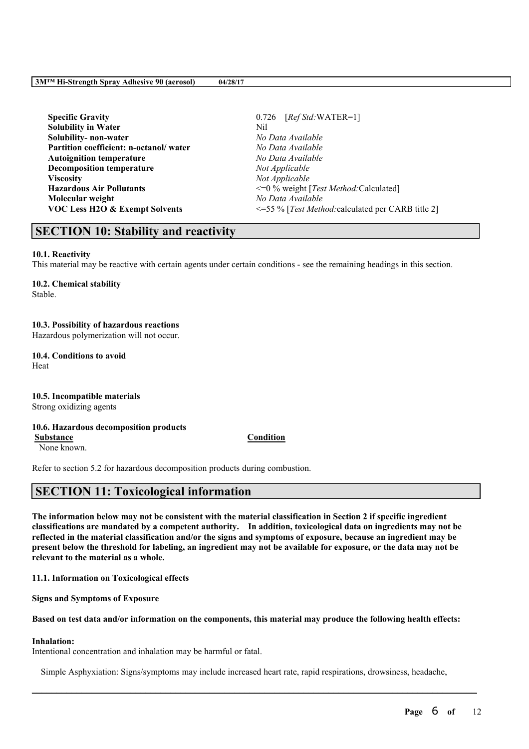| | |
|---|---|
| **Specific Gravity** | 0.726 [*Ref Std:*WATER=1] |
| **Solubility in Water** | Nil |
| **Solubility- non-water** | *No Data Available* |
| **Partition coefficient: n-octanol/ water** | *No Data Available* |
| **Autoignition temperature** | *No Data Available* |
| **Decomposition temperature** | *Not Applicable* |
| **Viscosity** | *Not Applicable* |
| **Hazardous Air Pollutants** | <=0 % weight [*Test Method:*Calculated] |
| **Molecular weight** | *No Data Available* |
| **VOC Less H2O & Exempt Solvents** | <=55 % [*Test Method:*calculated per CARB title 2] |

## SECTION 10: Stability and reactivity

**10.1. Reactivity**

This material may be reactive with certain agents under certain conditions - see the remaining headings in this section.

**10.2. Chemical stability**

Stable.

**10.3. Possibility of hazardous reactions**

Hazardous polymerization will not occur.

**10.4. Conditions to avoid**

Heat

**10.5. Incompatible materials**

Strong oxidizing agents

**10.6. Hazardous decomposition products**

| Substance | Condition |
|---|---|
| None known. | |

Refer to section 5.2 for hazardous decomposition products during combustion.

## SECTION 11: Toxicological information

**The information below may not be consistent with the material classification in Section 2 if specific ingredient classifications are mandated by a competent authority. In addition, toxicological data on ingredients may not be reflected in the material classification and/or the signs and symptoms of exposure, because an ingredient may be present below the threshold for labeling, an ingredient may not be available for exposure, or the data may not be relevant to the material as a whole.**

**11.1. Information on Toxicological effects**

**Signs and Symptoms of Exposure**

**Based on test data and/or information on the components, this material may produce the following health effects:**

**Inhalation:**

Intentional concentration and inhalation may be harmful or fatal.

Simple Asphyxiation: Signs/symptoms may include increased heart rate, rapid respirations, drowsiness, headache,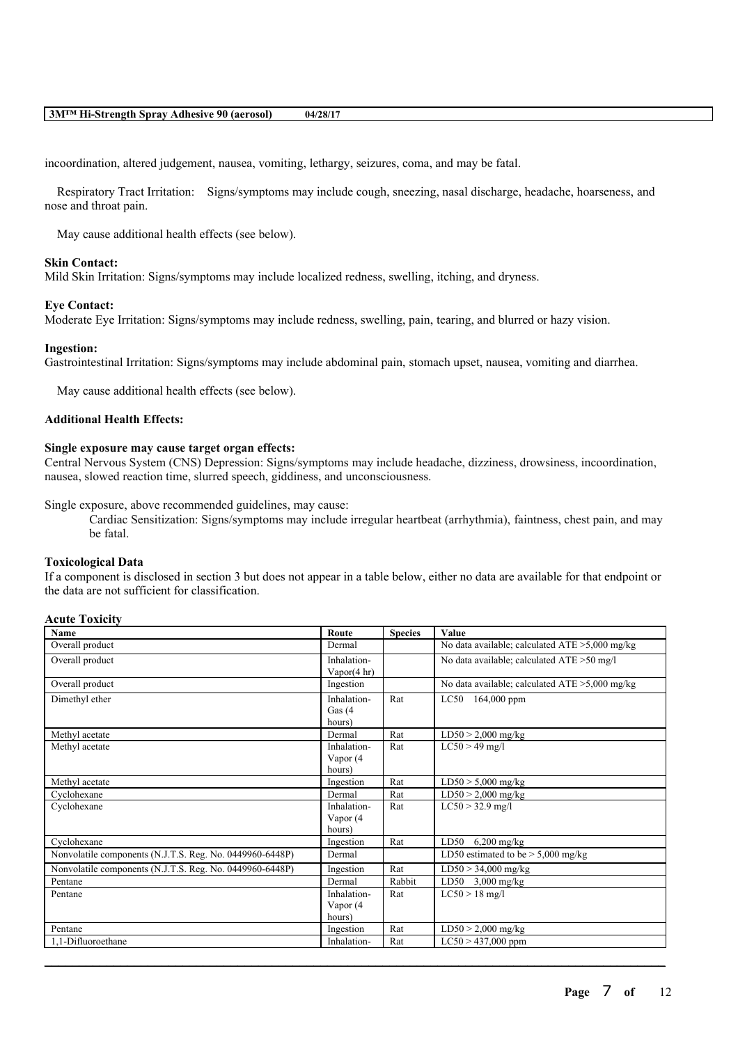incoordination, altered judgement, nausea, vomiting, lethargy, seizures, coma, and may be fatal.

Respiratory Tract Irritation: Signs/symptoms may include cough, sneezing, nasal discharge, headache, hoarseness, and nose and throat pain.

May cause additional health effects (see below).

**Skin Contact:**
Mild Skin Irritation: Signs/symptoms may include localized redness, swelling, itching, and dryness.

**Eye Contact:**
Moderate Eye Irritation: Signs/symptoms may include redness, swelling, pain, tearing, and blurred or hazy vision.

**Ingestion:**
Gastrointestinal Irritation: Signs/symptoms may include abdominal pain, stomach upset, nausea, vomiting and diarrhea.

May cause additional health effects (see below).

**Additional Health Effects:**

**Single exposure may cause target organ effects:**
Central Nervous System (CNS) Depression: Signs/symptoms may include headache, dizziness, drowsiness, incoordination, nausea, slowed reaction time, slurred speech, giddiness, and unconsciousness.

Single exposure, above recommended guidelines, may cause:

Cardiac Sensitization: Signs/symptoms may include irregular heartbeat (arrhythmia), faintness, chest pain, and may be fatal.

**Toxicological Data**
If a component is disclosed in section 3 but does not appear in a table below, either no data are available for that endpoint or the data are not sufficient for classification.

**Acute Toxicity**

| Name | Route | Species | Value |
|---|---|---|---|
| Overall product | Dermal | | No data available; calculated ATE >5,000 mg/kg |
| Overall product | Inhalation-Vapor(4 hr) | | No data available; calculated ATE >50 mg/l |
| Overall product | Ingestion | | No data available; calculated ATE >5,000 mg/kg |
| Dimethyl ether | Inhalation-Gas (4 hours) | Rat | LC50 164,000 ppm |
| Methyl acetate | Dermal | Rat | LD50 > 2,000 mg/kg |
| Methyl acetate | Inhalation-Vapor (4 hours) | Rat | LC50 > 49 mg/l |
| Methyl acetate | Ingestion | Rat | LD50 > 5,000 mg/kg |
| Cyclohexane | Dermal | Rat | LD50 > 2,000 mg/kg |
| Cyclohexane | Inhalation-Vapor (4 hours) | Rat | LC50 > 32.9 mg/l |
| Cyclohexane | Ingestion | Rat | LD50 6,200 mg/kg |
| Nonvolatile components (N.J.T.S. Reg. No. 0449960-6448P) | Dermal | | LD50 estimated to be > 5,000 mg/kg |
| Nonvolatile components (N.J.T.S. Reg. No. 0449960-6448P) | Ingestion | Rat | LD50 > 34,000 mg/kg |
| Pentane | Dermal | Rabbit | LD50 3,000 mg/kg |
| Pentane | Inhalation-Vapor (4 hours) | Rat | LC50 > 18 mg/l |
| Pentane | Ingestion | Rat | LD50 > 2,000 mg/kg |
| 1,1-Difluoroethane | Inhalation- | Rat | LC50 > 437,000 ppm |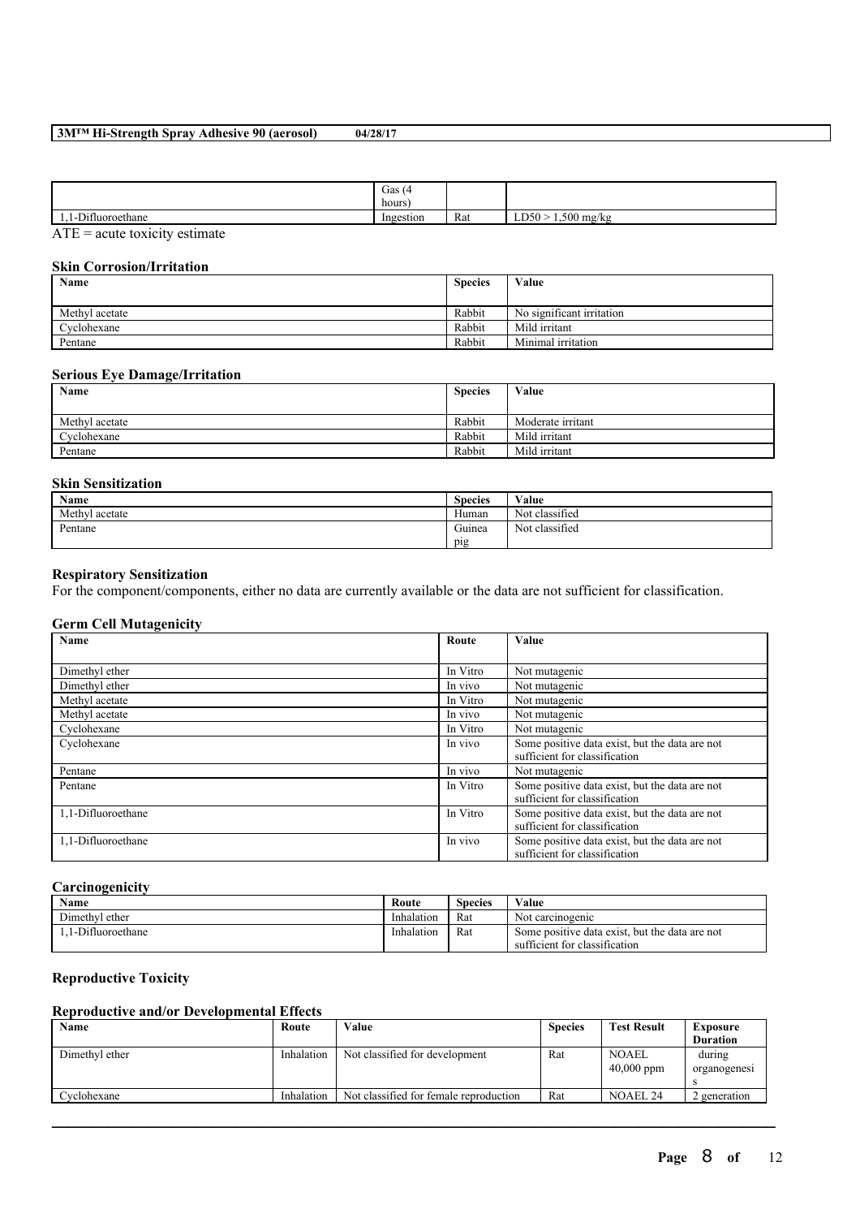| | Gas (4 hours) | | |
|---|---|---|---|
| 1,1-Difluoroethane | Ingestion | Rat | LD50 > 1,500 mg/kg |

ATE = acute toxicity estimate

### Skin Corrosion/Irritation

| Name | Species | Value |
|---|---|---|
| Methyl acetate | Rabbit | No significant irritation |
| Cyclohexane | Rabbit | Mild irritant |
| Pentane | Rabbit | Minimal irritation |

### Serious Eye Damage/Irritation

| Name | Species | Value |
|---|---|---|
| Methyl acetate | Rabbit | Moderate irritant |
| Cyclohexane | Rabbit | Mild irritant |
| Pentane | Rabbit | Mild irritant |

### Skin Sensitization

| Name | Species | Value |
|---|---|---|
| Methyl acetate | Human | Not classified |
| Pentane | Guinea pig | Not classified |

### Respiratory Sensitization

For the component/components, either no data are currently available or the data are not sufficient for classification.

### Germ Cell Mutagenicity

| Name | Route | Value |
|---|---|---|
| Dimethyl ether | In Vitro | Not mutagenic |
| Dimethyl ether | In vivo | Not mutagenic |
| Methyl acetate | In Vitro | Not mutagenic |
| Methyl acetate | In vivo | Not mutagenic |
| Cyclohexane | In Vitro | Not mutagenic |
| Cyclohexane | In vivo | Some positive data exist, but the data are not sufficient for classification |
| Pentane | In vivo | Not mutagenic |
| Pentane | In Vitro | Some positive data exist, but the data are not sufficient for classification |
| 1,1-Difluoroethane | In Vitro | Some positive data exist, but the data are not sufficient for classification |
| 1,1-Difluoroethane | In vivo | Some positive data exist, but the data are not sufficient for classification |

### Carcinogenicity

| Name | Route | Species | Value |
|---|---|---|---|
| Dimethyl ether | Inhalation | Rat | Not carcinogenic |
| 1,1-Difluoroethane | Inhalation | Rat | Some positive data exist, but the data are not sufficient for classification |

### Reproductive Toxicity

#### Reproductive and/or Developmental Effects

| Name | Route | Value | Species | Test Result | Exposure Duration |
|---|---|---|---|---|---|
| Dimethyl ether | Inhalation | Not classified for development | Rat | NOAEL 40,000 ppm | during organogenesis |
| Cyclohexane | Inhalation | Not classified for female reproduction | Rat | NOAEL 24 | 2 generation |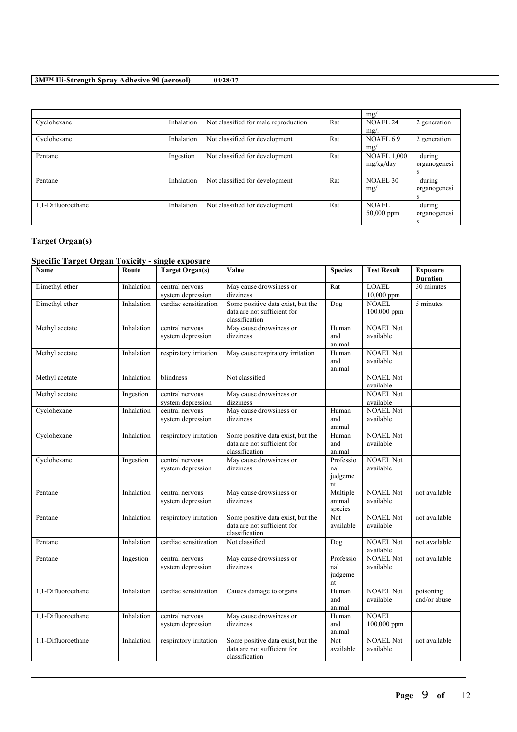| | | | | mg/l | |
|---|---|---|---|---|---|
| Cyclohexane | Inhalation | Not classified for male reproduction | Rat | NOAEL 24 mg/l | 2 generation |
| Cyclohexane | Inhalation | Not classified for development | Rat | NOAEL 6.9 mg/l | 2 generation |
| Pentane | Ingestion | Not classified for development | Rat | NOAEL 1,000 mg/kg/day | during organogenesis |
| Pentane | Inhalation | Not classified for development | Rat | NOAEL 30 mg/l | during organogenesis |
| 1,1-Difluoroethane | Inhalation | Not classified for development | Rat | NOAEL 50,000 ppm | during organogenesis |

## Target Organ(s)

### Specific Target Organ Toxicity - single exposure

| Name | Route | Target Organ(s) | Value | Species | Test Result | Exposure Duration |
|---|---|---|---|---|---|---|
| Dimethyl ether | Inhalation | central nervous system depression | May cause drowsiness or dizziness | Rat | LOAEL 10,000 ppm | 30 minutes |
| Dimethyl ether | Inhalation | cardiac sensitization | Some positive data exist, but the data are not sufficient for classification | Dog | NOAEL 100,000 ppm | 5 minutes |
| Methyl acetate | Inhalation | central nervous system depression | May cause drowsiness or dizziness | Human and animal | NOAEL Not available | |
| Methyl acetate | Inhalation | respiratory irritation | May cause respiratory irritation | Human and animal | NOAEL Not available | |
| Methyl acetate | Inhalation | blindness | Not classified | | NOAEL Not available | |
| Methyl acetate | Ingestion | central nervous system depression | May cause drowsiness or dizziness | | NOAEL Not available | |
| Cyclohexane | Inhalation | central nervous system depression | May cause drowsiness or dizziness | Human and animal | NOAEL Not available | |
| Cyclohexane | Inhalation | respiratory irritation | Some positive data exist, but the data are not sufficient for classification | Human and animal | NOAEL Not available | |
| Cyclohexane | Ingestion | central nervous system depression | May cause drowsiness or dizziness | Professional judgement | NOAEL Not available | |
| Pentane | Inhalation | central nervous system depression | May cause drowsiness or dizziness | Multiple animal species | NOAEL Not available | not available |
| Pentane | Inhalation | respiratory irritation | Some positive data exist, but the data are not sufficient for classification | Not available | NOAEL Not available | not available |
| Pentane | Inhalation | cardiac sensitization | Not classified | Dog | NOAEL Not available | not available |
| Pentane | Ingestion | central nervous system depression | May cause drowsiness or dizziness | Professional judgement | NOAEL Not available | not available |
| 1,1-Difluoroethane | Inhalation | cardiac sensitization | Causes damage to organs | Human and animal | NOAEL Not available | poisoning and/or abuse |
| 1,1-Difluoroethane | Inhalation | central nervous system depression | May cause drowsiness or dizziness | Human and animal | NOAEL 100,000 ppm | |
| 1,1-Difluoroethane | Inhalation | respiratory irritation | Some positive data exist, but the data are not sufficient for classification | Not available | NOAEL Not available | not available |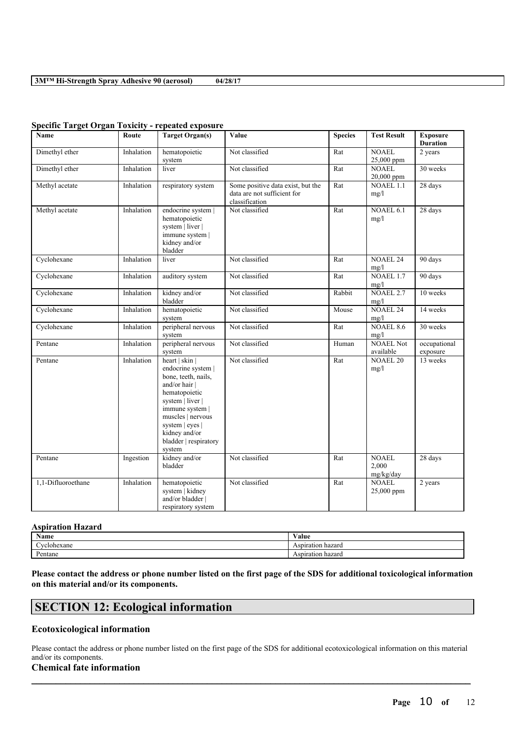### Specific Target Organ Toxicity - repeated exposure

| Name | Route | Target Organ(s) | Value | Species | Test Result | Exposure Duration |
|---|---|---|---|---|---|---|
| Dimethyl ether | Inhalation | hematopoietic system | Not classified | Rat | NOAEL 25,000 ppm | 2 years |
| Dimethyl ether | Inhalation | liver | Not classified | Rat | NOAEL 20,000 ppm | 30 weeks |
| Methyl acetate | Inhalation | respiratory system | Some positive data exist, but the data are not sufficient for classification | Rat | NOAEL 1.1 mg/l | 28 days |
| Methyl acetate | Inhalation | endocrine system \| hematopoietic system \| liver \| immune system \| kidney and/or bladder | Not classified | Rat | NOAEL 6.1 mg/l | 28 days |
| Cyclohexane | Inhalation | liver | Not classified | Rat | NOAEL 24 mg/l | 90 days |
| Cyclohexane | Inhalation | auditory system | Not classified | Rat | NOAEL 1.7 mg/l | 90 days |
| Cyclohexane | Inhalation | kidney and/or bladder | Not classified | Rabbit | NOAEL 2.7 mg/l | 10 weeks |
| Cyclohexane | Inhalation | hematopoietic system | Not classified | Mouse | NOAEL 24 mg/l | 14 weeks |
| Cyclohexane | Inhalation | peripheral nervous system | Not classified | Rat | NOAEL 8.6 mg/l | 30 weeks |
| Pentane | Inhalation | peripheral nervous system | Not classified | Human | NOAEL Not available | occupational exposure |
| Pentane | Inhalation | heart \| skin \| endocrine system \| bone, teeth, nails, and/or hair \| hematopoietic system \| liver \| immune system \| muscles \| nervous system \| eyes \| kidney and/or bladder \| respiratory system | Not classified | Rat | NOAEL 20 mg/l | 13 weeks |
| Pentane | Ingestion | kidney and/or bladder | Not classified | Rat | NOAEL 2,000 mg/kg/day | 28 days |
| 1,1-Difluoroethane | Inhalation | hematopoietic system \| kidney and/or bladder \| respiratory system | Not classified | Rat | NOAEL 25,000 ppm | 2 years |

### Aspiration Hazard

| Name | Value |
|---|---|
| Cyclohexane | Aspiration hazard |
| Pentane | Aspiration hazard |

**Please contact the address or phone number listed on the first page of the SDS for additional toxicological information on this material and/or its components.**

## SECTION 12: Ecological information

### Ecotoxicological information

Please contact the address or phone number listed on the first page of the SDS for additional ecotoxicological information on this material and/or its components.

### Chemical fate information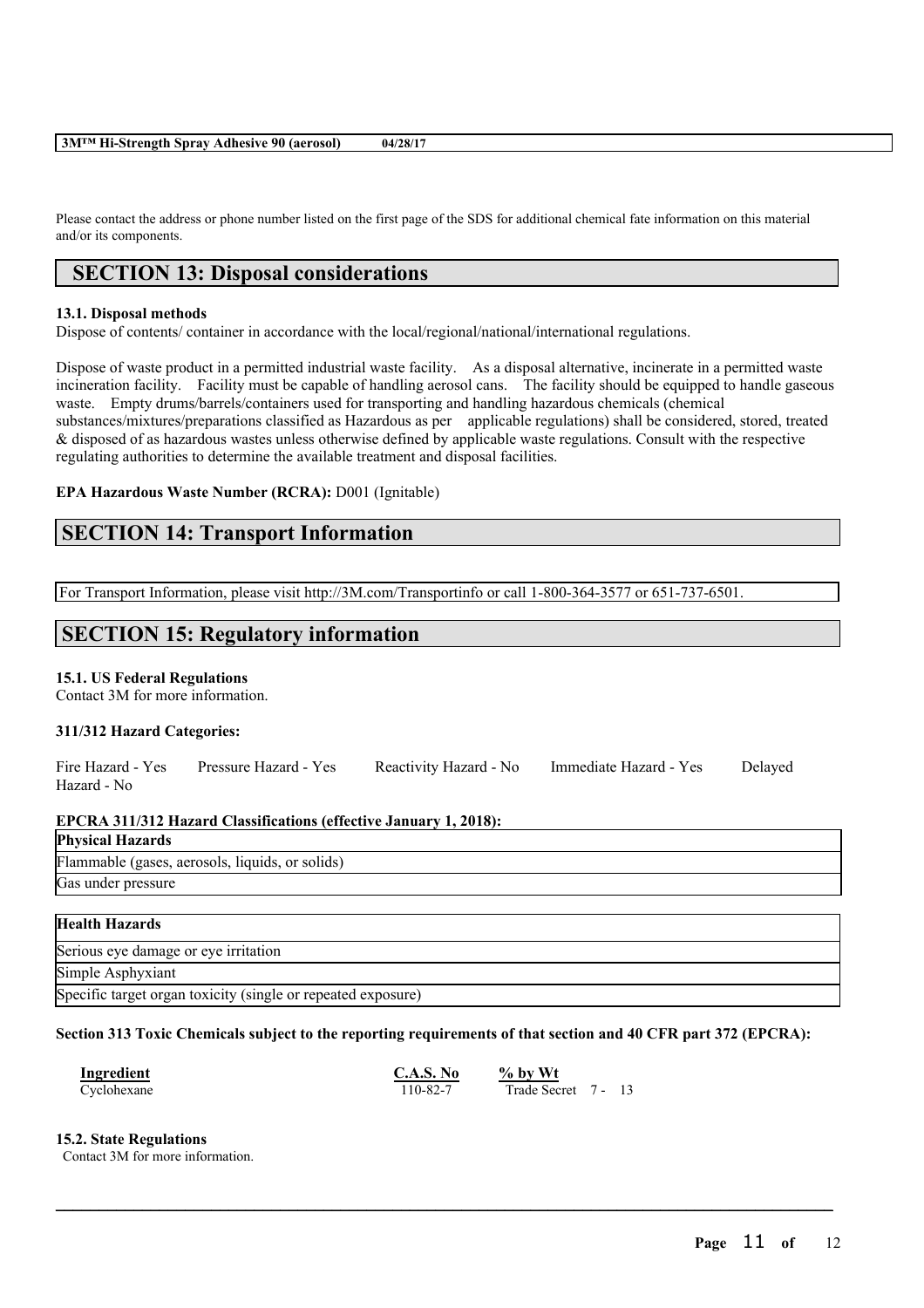Please contact the address or phone number listed on the first page of the SDS for additional chemical fate information on this material and/or its components.

## SECTION 13: Disposal considerations

**13.1. Disposal methods**

Dispose of contents/ container in accordance with the local/regional/national/international regulations.

Dispose of waste product in a permitted industrial waste facility. As a disposal alternative, incinerate in a permitted waste incineration facility. Facility must be capable of handling aerosol cans. The facility should be equipped to handle gaseous waste. Empty drums/barrels/containers used for transporting and handling hazardous chemicals (chemical substances/mixtures/preparations classified as Hazardous as per applicable regulations) shall be considered, stored, treated & disposed of as hazardous wastes unless otherwise defined by applicable waste regulations. Consult with the respective regulating authorities to determine the available treatment and disposal facilities.

**EPA Hazardous Waste Number (RCRA):** D001 (Ignitable)

## SECTION 14: Transport Information

For Transport Information, please visit http://3M.com/Transportinfo or call 1-800-364-3577 or 651-737-6501.

## SECTION 15: Regulatory information

**15.1. US Federal Regulations**

Contact 3M for more information.

**311/312 Hazard Categories:**

Fire Hazard - Yes Pressure Hazard - Yes Reactivity Hazard - No Immediate Hazard - Yes Delayed Hazard - No

**EPCRA 311/312 Hazard Classifications (effective January 1, 2018):**

| **Physical Hazards** |
|---|
| Flammable (gases, aerosols, liquids, or solids) |
| Gas under pressure |

| **Health Hazards** |
|---|
| Serious eye damage or eye irritation |
| Simple Asphyxiant |
| Specific target organ toxicity (single or repeated exposure) |

**Section 313 Toxic Chemicals subject to the reporting requirements of that section and 40 CFR part 372 (EPCRA):**

| Ingredient | C.A.S. No | % by Wt |
|---|---|---|
| Cyclohexane | 110-82-7 | Trade Secret 7 - 13 |

**15.2. State Regulations**

Contact 3M for more information.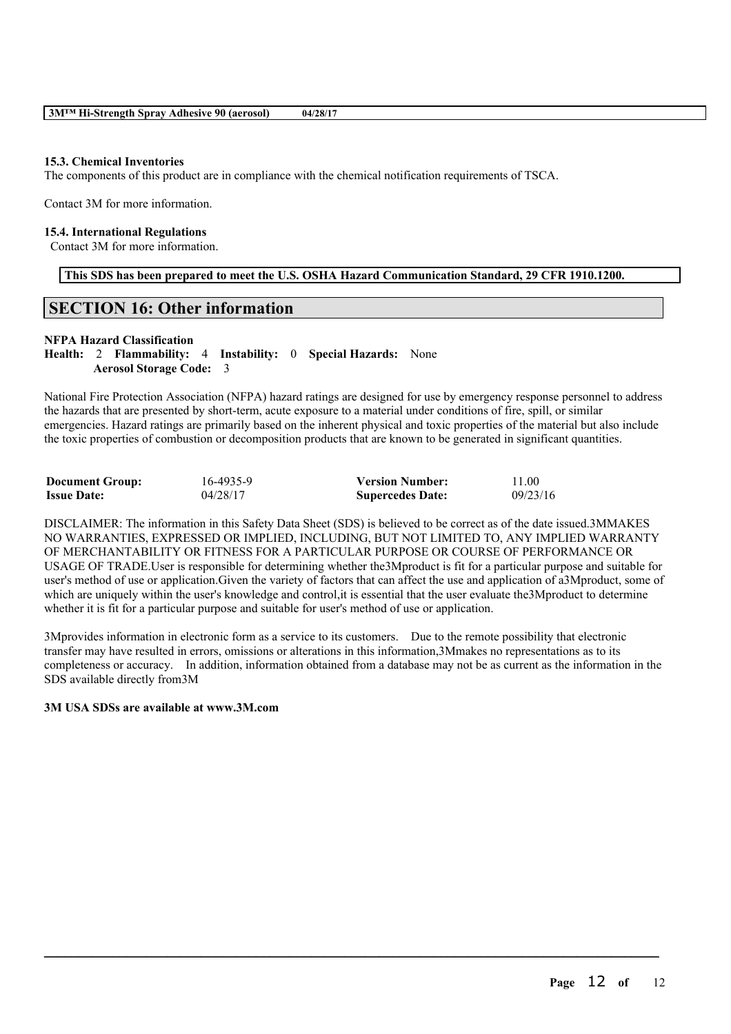### 15.3. Chemical Inventories

The components of this product are in compliance with the chemical notification requirements of TSCA.

Contact 3M for more information.

### 15.4. International Regulations

Contact 3M for more information.

**This SDS has been prepared to meet the U.S. OSHA Hazard Communication Standard, 29 CFR 1910.1200.**

## SECTION 16: Other information

**NFPA Hazard Classification**

**Health:** 2 **Flammability:** 4 **Instability:** 0 **Special Hazards:** None
**Aerosol Storage Code:** 3

National Fire Protection Association (NFPA) hazard ratings are designed for use by emergency response personnel to address the hazards that are presented by short-term, acute exposure to a material under conditions of fire, spill, or similar emergencies. Hazard ratings are primarily based on the inherent physical and toxic properties of the material but also include the toxic properties of combustion or decomposition products that are known to be generated in significant quantities.

| | | | |
|---|---|---|---|
| **Document Group:** | 16-4935-9 | **Version Number:** | 11.00 |
| **Issue Date:** | 04/28/17 | **Supercedes Date:** | 09/23/16 |

DISCLAIMER: The information in this Safety Data Sheet (SDS) is believed to be correct as of the date issued.3MMAKES NO WARRANTIES, EXPRESSED OR IMPLIED, INCLUDING, BUT NOT LIMITED TO, ANY IMPLIED WARRANTY OF MERCHANTABILITY OR FITNESS FOR A PARTICULAR PURPOSE OR COURSE OF PERFORMANCE OR USAGE OF TRADE.User is responsible for determining whether the3Mproduct is fit for a particular purpose and suitable for user's method of use or application.Given the variety of factors that can affect the use and application of a3Mproduct, some of which are uniquely within the user's knowledge and control,it is essential that the user evaluate the3Mproduct to determine whether it is fit for a particular purpose and suitable for user's method of use or application.

3Mprovides information in electronic form as a service to its customers. Due to the remote possibility that electronic transfer may have resulted in errors, omissions or alterations in this information,3Mmakes no representations as to its completeness or accuracy. In addition, information obtained from a database may not be as current as the information in the SDS available directly from3M

**3M USA SDSs are available at www.3M.com**